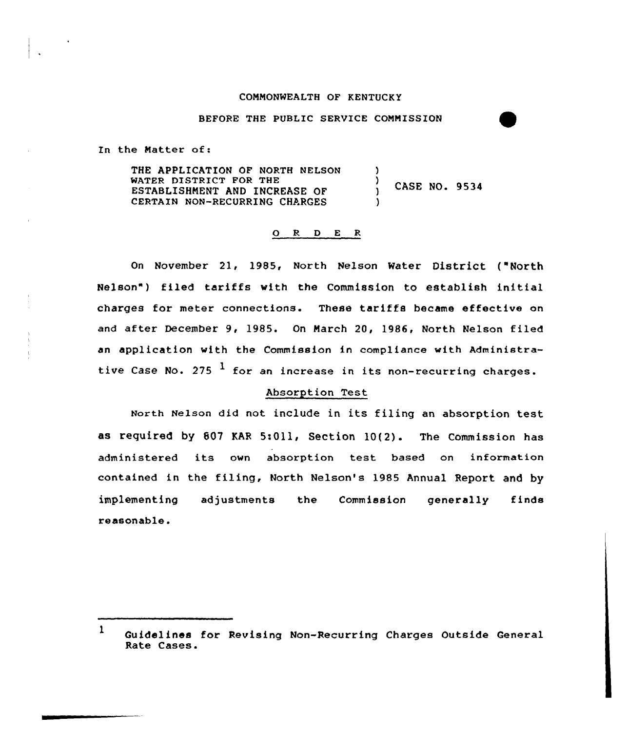COMMONWEALTH OF KENTUCKY

BEFORE THE PUBLIC SERVICE COMMISSION

In the Matter of:

THE APPLICATION OF NORTH NELSON WATER DISTRICT FOR THE ESTABLISHMENT AND INCREASE OF CERTAIN NON-RECURRING CHARGES ) CASE NO. 9534

O R D E R

On November 21, 1985, North Nelson Water District ("North Nelson") filed tariffs with the Commission to establish initial charges for meter connections. These tariffs became effective on and after December 9, 1985. On March 20, 1986, North Nelson filed an application with the Commission in compliance with Administrative Case No. 275 [1] for an increase in its non-recurring charges.

## Absorption Test

North Nelson did not include in its filing an absorption test as required by 807 KAR 5:011, Section 10(2). The Commission has administered its own absorption test based on information contained in the filing, North Nelson's 1985 Annual Report and by implementing adjustments the Commission generally finds reasonable.

---

[1] Guidelines for Revising Non-Recurring Charges Outside General Rate Cases.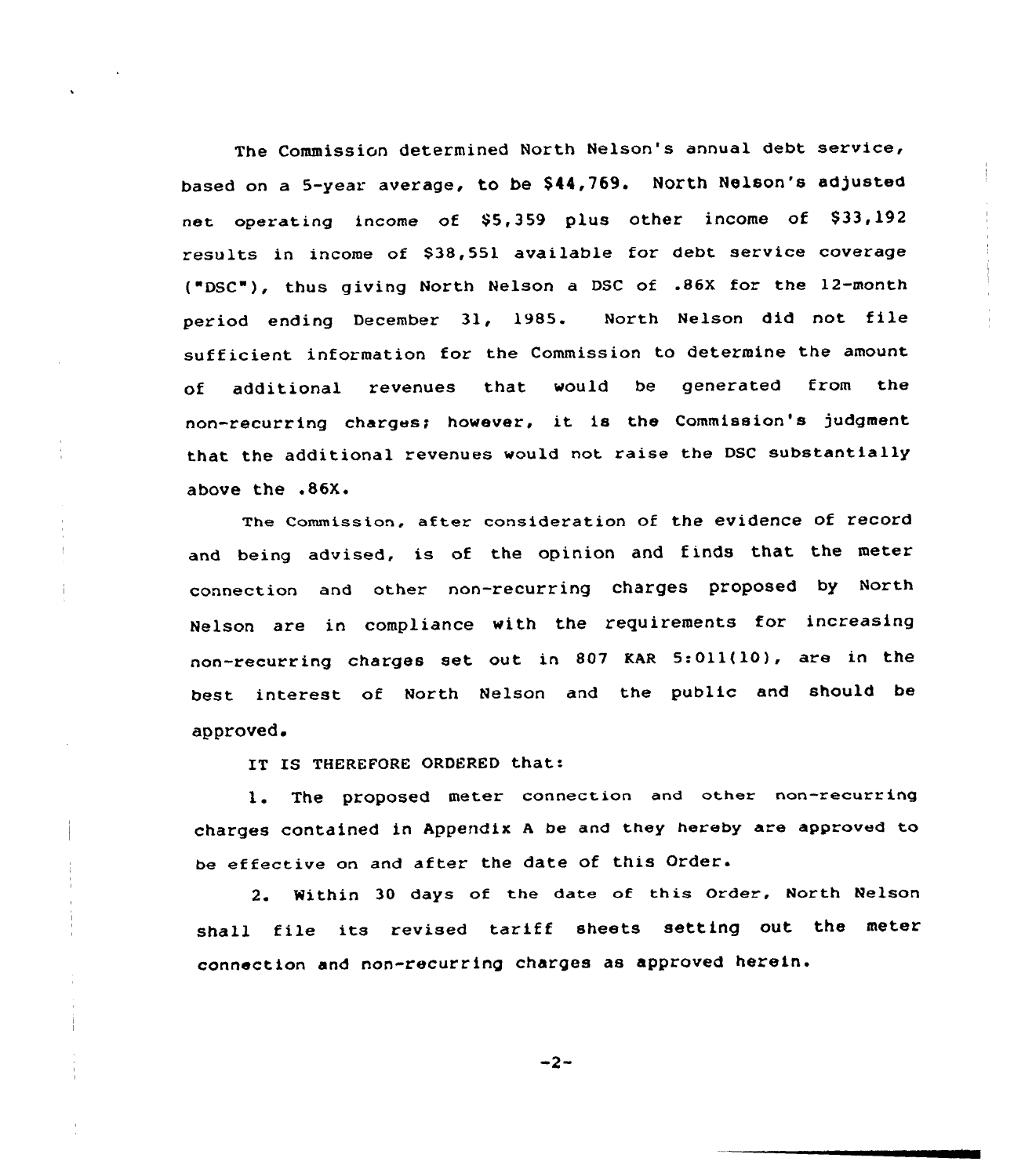The Commission determined North Nelson's annual debt service, based on a 5-year average, to be $44,769. North Nelson's adjusted net operating income of $5,359 plus other income of $33,192 results in income of $38,551 available for debt service coverage ("DSC"), thus giving North Nelson a DSC of .86X for the 12-month period ending December 31, 1985. North Nelson did not file sufficient information for the Commission to determine the amount of additional revenues that would be generated from the non-recurring charges; however, it is the Commission's judgment that the additional revenues would not raise the DSC substantially above the .86X.

The Commission, after consideration of the evidence of record and being advised, is of the opinion and finds that the meter connection and other non-recurring charges proposed by North Nelson are in compliance with the requirements for increasing non-recurring charges set out in 807 KAR 5:011(10), are in the best interest of North Nelson and the public and should be approved.

IT IS THEREFORE ORDERED that:

1. The proposed meter connection and other non-recurring charges contained in Appendix A be and they hereby are approved to be effective on and after the date of this Order.

2. Within 30 days of the date of this Order, North Nelson shall file its revised tariff sheets setting out the meter connection and non-recurring charges as approved herein.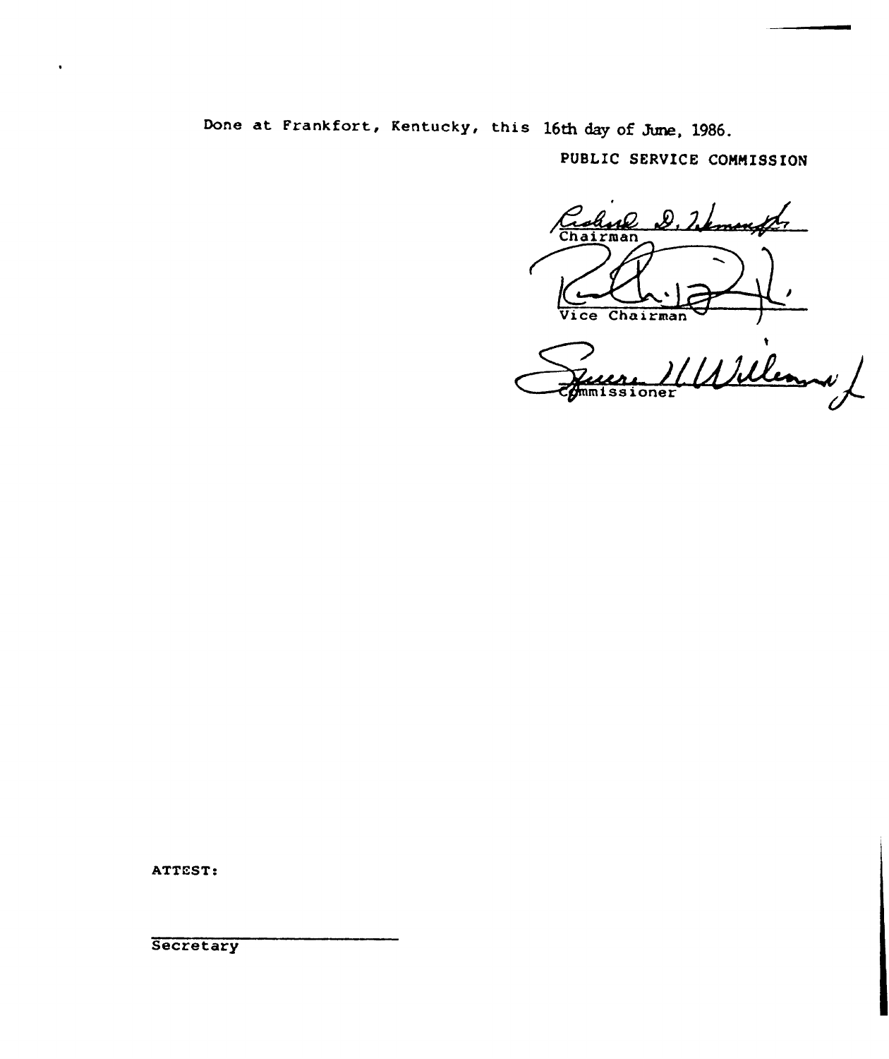Done at Frankfort, Kentucky, this 16th day of June, 1986.

PUBLIC SERVICE COMMISSION

Chairman

Vice Chairman

Commissioner

ATTEST:

Secretary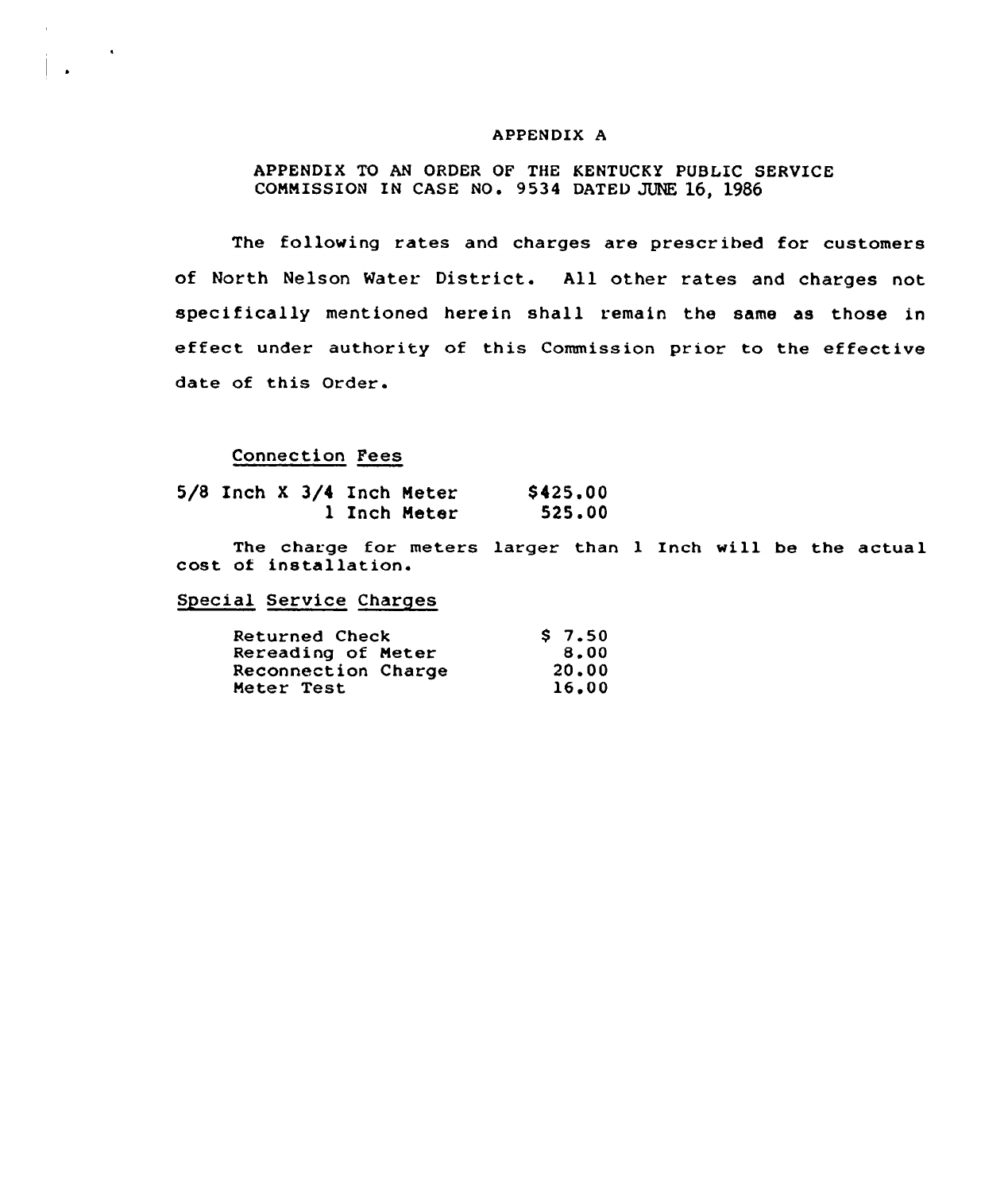# APPENDIX A

APPENDIX TO AN ORDER OF THE KENTUCKY PUBLIC SERVICE COMMISSION IN CASE NO. 9534 DATED JUNE 16, 1986

The following rates and charges are prescribed for customers of North Nelson Water District. All other rates and charges not specifically mentioned herein shall remain the same as those in effect under authority of this Commission prior to the effective date of this Order.

Connection Fees

| | |
|---|---|
| 5/8 Inch X 3/4 Inch Meter | $425.00 |
| 1 Inch Meter | 525.00 |

The charge for meters larger than 1 Inch will be the actual cost of installation.

Special Service Charges

| | |
|---|---|
| Returned Check | $ 7.50 |
| Rereading of Meter | 8.00 |
| Reconnection Charge | 20.00 |
| Meter Test | 16.00 |